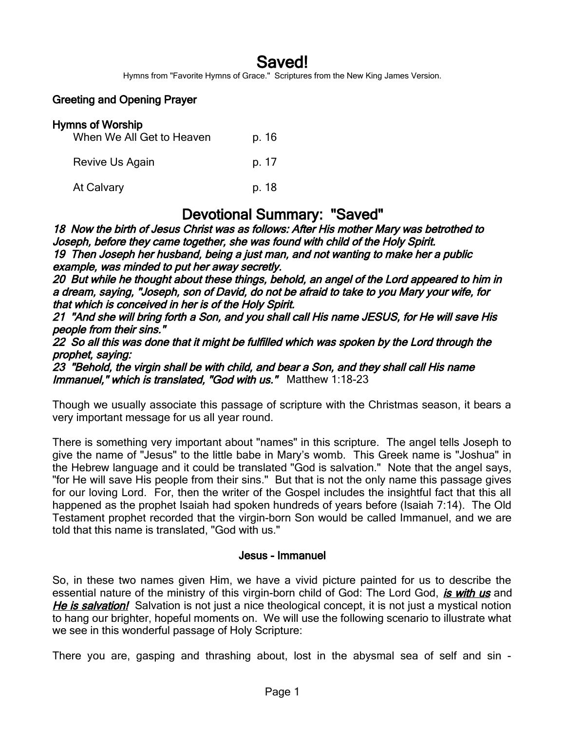# Saved!

Hymns from "Favorite Hymns of Grace." Scriptures from the New King James Version.

### Greeting and Opening Prayer

### Hymns of Worship

| | |
|---|---|
| When We All Get to Heaven | p. 16 |
| Revive Us Again | p. 17 |
| At Calvary | p. 18 |

## Devotional Summary: "Saved"

***18 Now the birth of Jesus Christ was as follows: After His mother Mary was betrothed to Joseph, before they came together, she was found with child of the Holy Spirit.***
***19 Then Joseph her husband, being a just man, and not wanting to make her a public example, was minded to put her away secretly.***
***20 But while he thought about these things, behold, an angel of the Lord appeared to him in a dream, saying, "Joseph, son of David, do not be afraid to take to you Mary your wife, for that which is conceived in her is of the Holy Spirit.***
***21 "And she will bring forth a Son, and you shall call His name JESUS, for He will save His people from their sins."***
***22 So all this was done that it might be fulfilled which was spoken by the Lord through the prophet, saying:***
***23 "Behold, the virgin shall be with child, and bear a Son, and they shall call His name Immanuel," which is translated, "God with us."*** Matthew 1:18-23

Though we usually associate this passage of scripture with the Christmas season, it bears a very important message for us all year round.

There is something very important about "names" in this scripture. The angel tells Joseph to give the name of "Jesus" to the little babe in Mary's womb. This Greek name is "Joshua" in the Hebrew language and it could be translated "God is salvation." Note that the angel says, "for He will save His people from their sins." But that is not the only name this passage gives for our loving Lord. For, then the writer of the Gospel includes the insightful fact that this all happened as the prophet Isaiah had spoken hundreds of years before (Isaiah 7:14). The Old Testament prophet recorded that the virgin-born Son would be called Immanuel, and we are told that this name is translated, "God with us."

### Jesus - Immanuel

So, in these two names given Him, we have a vivid picture painted for us to describe the essential nature of the ministry of this virgin-born child of God: The Lord God, ***is with us*** and ***He is salvation!*** Salvation is not just a nice theological concept, it is not just a mystical notion to hang our brighter, hopeful moments on. We will use the following scenario to illustrate what we see in this wonderful passage of Holy Scripture:

There you are, gasping and thrashing about, lost in the abysmal sea of self and sin -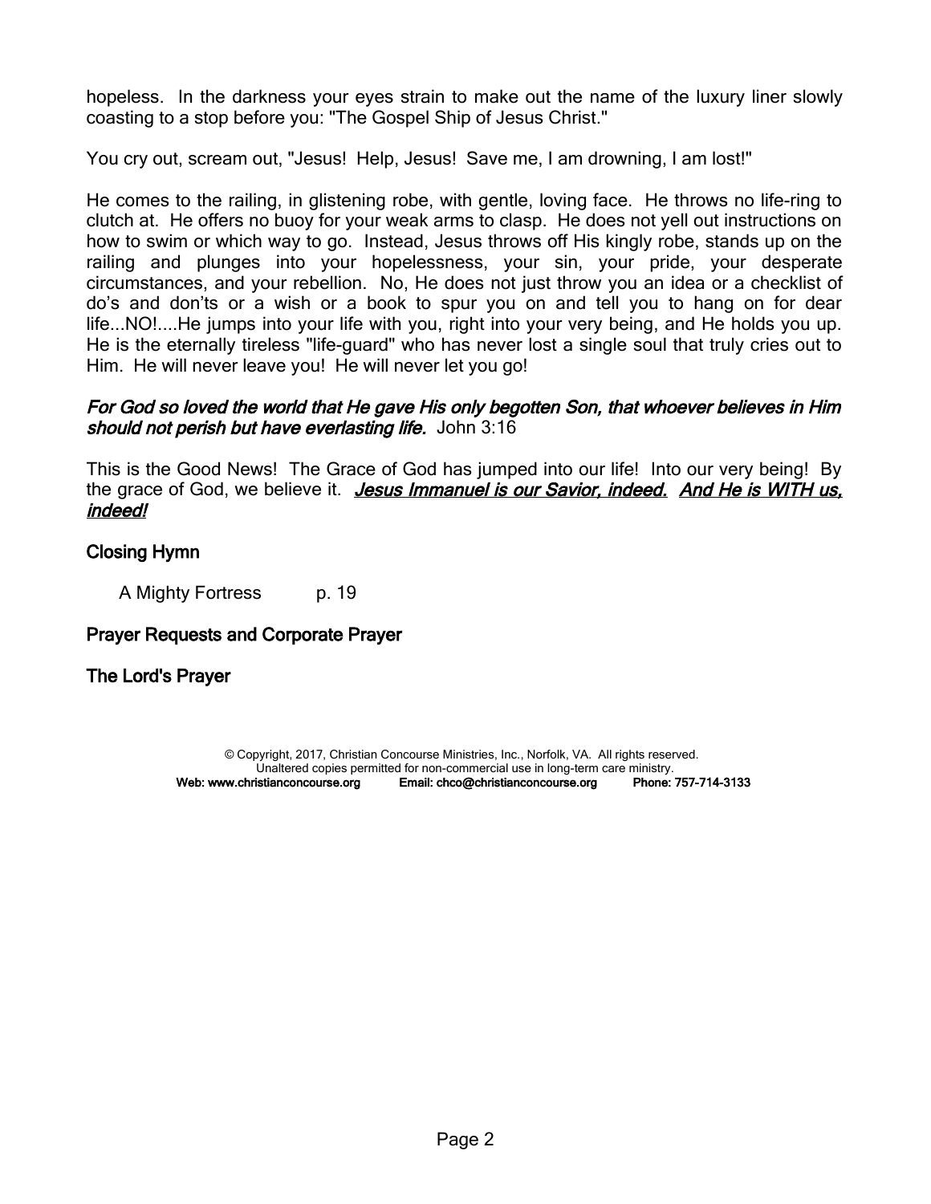hopeless. In the darkness your eyes strain to make out the name of the luxury liner slowly coasting to a stop before you: "The Gospel Ship of Jesus Christ."

You cry out, scream out, "Jesus! Help, Jesus! Save me, I am drowning, I am lost!"

He comes to the railing, in glistening robe, with gentle, loving face. He throws no life-ring to clutch at. He offers no buoy for your weak arms to clasp. He does not yell out instructions on how to swim or which way to go. Instead, Jesus throws off His kingly robe, stands up on the railing and plunges into your hopelessness, your sin, your pride, your desperate circumstances, and your rebellion. No, He does not just throw you an idea or a checklist of do's and don'ts or a wish or a book to spur you on and tell you to hang on for dear life...NO!....He jumps into your life with you, right into your very being, and He holds you up. He is the eternally tireless "life-guard" who has never lost a single soul that truly cries out to Him. He will never leave you! He will never let you go!

***For God so loved the world that He gave His only begotten Son, that whoever believes in Him should not perish but have everlasting life.*** John 3:16

This is the Good News! The Grace of God has jumped into our life! Into our very being! By the grace of God, we believe it. ***Jesus Immanuel is our Savior, indeed. And He is WITH us, indeed!***

## Closing Hymn

A Mighty Fortress p. 19

## Prayer Requests and Corporate Prayer

## The Lord's Prayer

© Copyright, 2017, Christian Concourse Ministries, Inc., Norfolk, VA. All rights reserved.
Unaltered copies permitted for non-commercial use in long-term care ministry.
**Web: www.christianconcourse.org Email: chco@christianconcourse.org Phone: 757-714-3133**